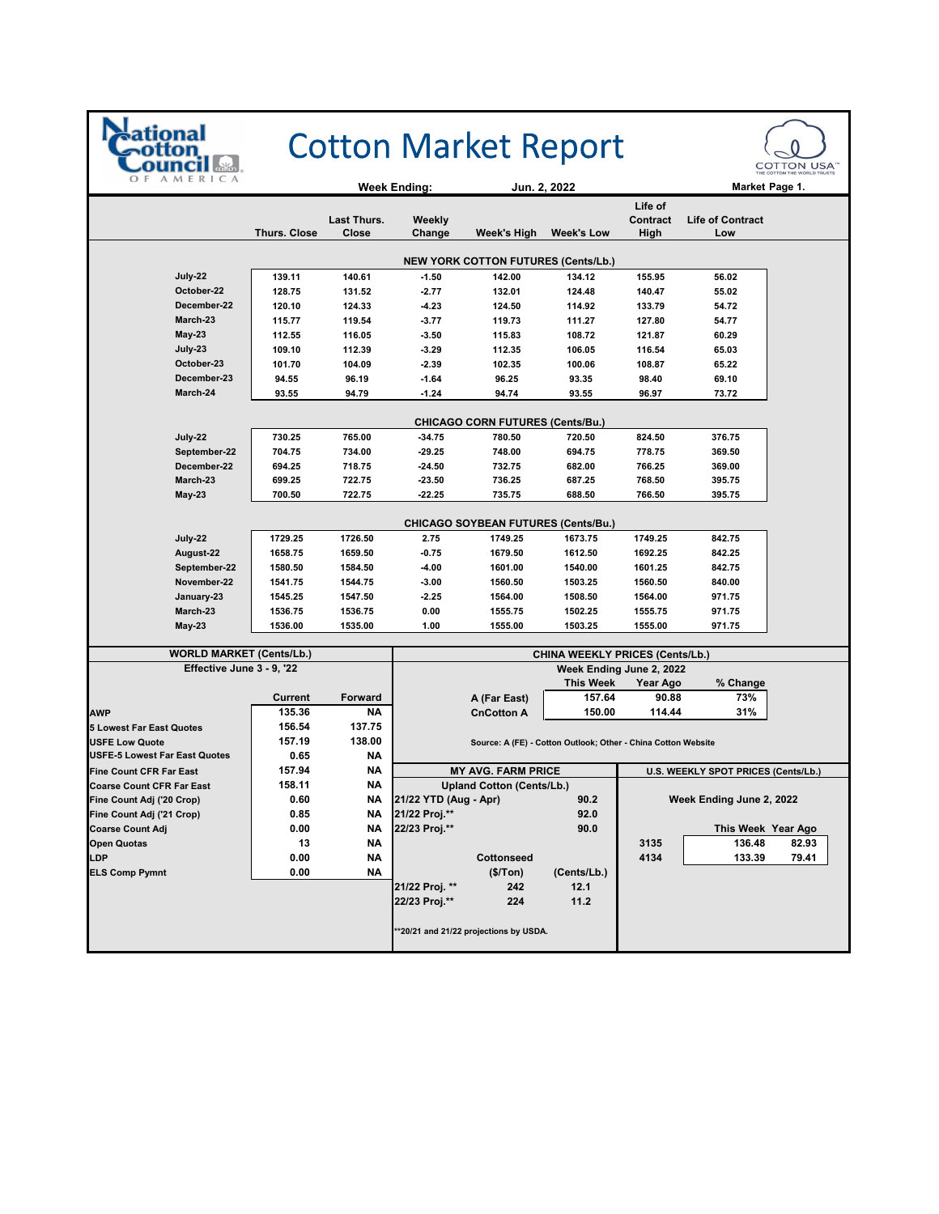# National Cotton Council of America

# Cotton Market Report

**Week Ending:** Jun. 2, 2022 — **Market Page 1.**

| | Thurs. Close | Last Thurs. Close | Weekly Change | Week's High | Week's Low | Life of Contract High | Life of Contract Low |
|---|---|---|---|---|---|---|---|
| **NEW YORK COTTON FUTURES (Cents/Lb.)** | | | | | | | |
| July-22 | 139.11 | 140.61 | -1.50 | 142.00 | 134.12 | 155.95 | 56.02 |
| October-22 | 128.75 | 131.52 | -2.77 | 132.01 | 124.48 | 140.47 | 55.02 |
| December-22 | 120.10 | 124.33 | -4.23 | 124.50 | 114.92 | 133.79 | 54.72 |
| March-23 | 115.77 | 119.54 | -3.77 | 119.73 | 111.27 | 127.80 | 54.77 |
| May-23 | 112.55 | 116.05 | -3.50 | 115.83 | 108.72 | 121.87 | 60.29 |
| July-23 | 109.10 | 112.39 | -3.29 | 112.35 | 106.05 | 116.54 | 65.03 |
| October-23 | 101.70 | 104.09 | -2.39 | 102.35 | 100.06 | 108.87 | 65.22 |
| December-23 | 94.55 | 96.19 | -1.64 | 96.25 | 93.35 | 98.40 | 69.10 |
| March-24 | 93.55 | 94.79 | -1.24 | 94.74 | 93.55 | 96.97 | 73.72 |
| **CHICAGO CORN FUTURES (Cents/Bu.)** | | | | | | | |
| July-22 | 730.25 | 765.00 | -34.75 | 780.50 | 720.50 | 824.50 | 376.75 |
| September-22 | 704.75 | 734.00 | -29.25 | 748.00 | 694.75 | 778.75 | 369.50 |
| December-22 | 694.25 | 718.75 | -24.50 | 732.75 | 682.00 | 766.25 | 369.00 |
| March-23 | 699.25 | 722.75 | -23.50 | 736.25 | 687.25 | 768.50 | 395.75 |
| May-23 | 700.50 | 722.75 | -22.25 | 735.75 | 688.50 | 766.50 | 395.75 |
| **CHICAGO SOYBEAN FUTURES (Cents/Bu.)** | | | | | | | |
| July-22 | 1729.25 | 1726.50 | 2.75 | 1749.25 | 1673.75 | 1749.25 | 842.75 |
| August-22 | 1658.75 | 1659.50 | -0.75 | 1679.50 | 1612.50 | 1692.25 | 842.25 |
| September-22 | 1580.50 | 1584.50 | -4.00 | 1601.00 | 1540.00 | 1601.25 | 842.75 |
| November-22 | 1541.75 | 1544.75 | -3.00 | 1560.50 | 1503.25 | 1560.50 | 840.00 |
| January-23 | 1545.25 | 1547.50 | -2.25 | 1564.00 | 1508.50 | 1564.00 | 971.75 |
| March-23 | 1536.75 | 1536.75 | 0.00 | 1555.75 | 1502.25 | 1555.75 | 971.75 |
| May-23 | 1536.00 | 1535.00 | 1.00 | 1555.00 | 1503.25 | 1555.00 | 971.75 |

## WORLD MARKET (Cents/Lb.)

Effective June 3 - 9, '22

| | Current | Forward |
|---|---|---|
| AWP | 135.36 | NA |
| 5 Lowest Far East Quotes | 156.54 | 137.75 |
| USFE Low Quote | 157.19 | 138.00 |
| USFE-5 Lowest Far East Quotes | 0.65 | NA |
| Fine Count CFR Far East | 157.94 | NA |
| Coarse Count CFR Far East | 158.11 | NA |
| Fine Count Adj ('20 Crop) | 0.60 | NA |
| Fine Count Adj ('21 Crop) | 0.85 | NA |
| Coarse Count Adj | 0.00 | NA |
| Open Quotas | 13 | NA |
| LDP | 0.00 | NA |
| ELS Comp Pymnt | 0.00 | NA |

## CHINA WEEKLY PRICES (Cents/Lb.)

Week Ending June 2, 2022

| | This Week | Year Ago | % Change |
|---|---|---|---|
| A (Far East) | 157.64 | 90.88 | 73% |
| CnCotton A | 150.00 | 114.44 | 31% |

Source: A (FE) - Cotton Outlook; Other - China Cotton Website

## MY AVG. FARM PRICE

Upland Cotton (Cents/Lb.)

| | |
|---|---|
| 21/22 YTD (Aug - Apr) | 90.2 |
| 21/22 Proj.** | 92.0 |
| 22/23 Proj.** | 90.0 |

Cottonseed

| | ($/Ton) | (Cents/Lb.) |
|---|---|---|
| 21/22 Proj. ** | 242 | 12.1 |
| 22/23 Proj.** | 224 | 11.2 |

**20/21 and 21/22 projections by USDA.

## U.S. WEEKLY SPOT PRICES (Cents/Lb.)

Week Ending June 2, 2022

| | This Week | Year Ago |
|---|---|---|
| 3135 | 136.48 | 82.93 |
| 4134 | 133.39 | 79.41 |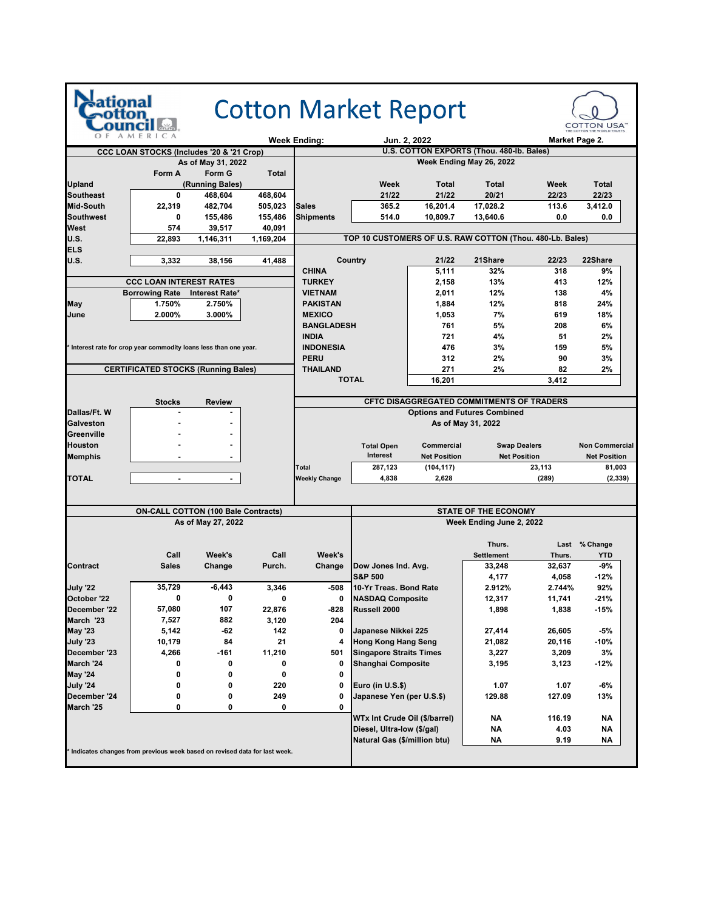# Cotton Market Report

**Week Ending:** Jun. 2, 2022

**Market Page 2.**

## CCC LOAN STOCKS (Includes '20 & '21 Crop)

As of May 31, 2022

| | Form A | Form G | Total |
|---|---|---|---|
| **Upland** | | (Running Bales) | |
| Southeast | 0 | 468,604 | 468,604 |
| Mid-South | 22,319 | 482,704 | 505,023 |
| Southwest | 0 | 155,486 | 155,486 |
| West | 574 | 39,517 | 40,091 |
| U.S. | 22,893 | 1,146,311 | 1,169,204 |
| **ELS** | | | |
| U.S. | 3,332 | 38,156 | 41,488 |

## U.S. COTTON EXPORTS (Thou. 480-lb. Bales)

Week Ending May 26, 2022

| | Week 21/22 | Total 21/22 | Total 20/21 | Week 22/23 | Total 22/23 |
|---|---|---|---|---|---|
| Sales | 365.2 | 16,201.4 | 17,028.2 | 113.6 | 3,412.0 |
| Shipments | 514.0 | 10,809.7 | 13,640.6 | 0.0 | 0.0 |

## TOP 10 CUSTOMERS OF U.S. RAW COTTON (Thou. 480-Lb. Bales)

| Country | 21/22 | 21Share | 22/23 | 22Share |
|---|---|---|---|---|
| CHINA | 5,111 | 32% | 318 | 9% |
| TURKEY | 2,158 | 13% | 413 | 12% |
| VIETNAM | 2,011 | 12% | 138 | 4% |
| PAKISTAN | 1,884 | 12% | 818 | 24% |
| MEXICO | 1,053 | 7% | 619 | 18% |
| BANGLADESH | 761 | 5% | 208 | 6% |
| INDIA | 721 | 4% | 51 | 2% |
| INDONESIA | 476 | 3% | 159 | 5% |
| PERU | 312 | 2% | 90 | 3% |
| THAILAND | 271 | 2% | 82 | 2% |
| TOTAL | 16,201 | | 3,412 | |

## CCC LOAN INTEREST RATES

| | Borrowing Rate | Interest Rate* |
|---|---|---|
| May | 1.750% | 2.750% |
| June | 2.000% | 3.000% |

\* Interest rate for crop year commodity loans less than one year.

## CERTIFICATED STOCKS (Running Bales)

| | Stocks | Review |
|---|---|---|
| Dallas/Ft. W | - | - |
| Galveston | - | - |
| Greenville | - | - |
| Houston | - | - |
| Memphis | - | - |
| TOTAL | - | - |

## CFTC DISAGGREGATED COMMITMENTS OF TRADERS

Options and Futures Combined

As of May 31, 2022

| | Total Open Interest | Commercial Net Position | Swap Dealers Net Position | Non Commercial Net Position |
|---|---|---|---|---|
| Total | 287,123 | (104,117) | 23,113 | 81,003 |
| Weekly Change | 4,838 | 2,628 | (289) | (2,339) |

## ON-CALL COTTON (100 Bale Contracts)

As of May 27, 2022

| Contract | Call Sales | Week's Change | Call Purch. | Week's Change |
|---|---|---|---|---|
| July '22 | 35,729 | -6,443 | 3,346 | -508 |
| October '22 | 0 | 0 | 0 | 0 |
| December '22 | 57,080 | 107 | 22,876 | -828 |
| March '23 | 7,527 | 882 | 3,120 | 204 |
| May '23 | 5,142 | -62 | 142 | 0 |
| July '23 | 10,179 | 84 | 21 | 4 |
| December '23 | 4,266 | -161 | 11,210 | 501 |
| March '24 | 0 | 0 | 0 | 0 |
| May '24 | 0 | 0 | 0 | 0 |
| July '24 | 0 | 0 | 220 | 0 |
| December '24 | 0 | 0 | 249 | 0 |
| March '25 | 0 | 0 | 0 | 0 |

\* Indicates changes from previous week based on revised data for last week.

## STATE OF THE ECONOMY

Week Ending June 2, 2022

| | Thurs. Settlement | Last Thurs. | % Change YTD |
|---|---|---|---|
| Dow Jones Ind. Avg. | 33,248 | 32,637 | -9% |
| S&P 500 | 4,177 | 4,058 | -12% |
| 10-Yr Treas. Bond Rate | 2.912% | 2.744% | 92% |
| NASDAQ Composite | 12,317 | 11,741 | -21% |
| Russell 2000 | 1,898 | 1,838 | -15% |
| Japanese Nikkei 225 | 27,414 | 26,605 | -5% |
| Hong Kong Hang Seng | 21,082 | 20,116 | -10% |
| Singapore Straits Times | 3,227 | 3,209 | 3% |
| Shanghai Composite | 3,195 | 3,123 | -12% |
| Euro (in U.S.$) | 1.07 | 1.07 | -6% |
| Japanese Yen (per U.S.$) | 129.88 | 127.09 | 13% |
| WTx Int Crude Oil ($/barrel) | NA | 116.19 | NA |
| Diesel, Ultra-low ($/gal) | NA | 4.03 | NA |
| Natural Gas ($/million btu) | NA | 9.19 | NA |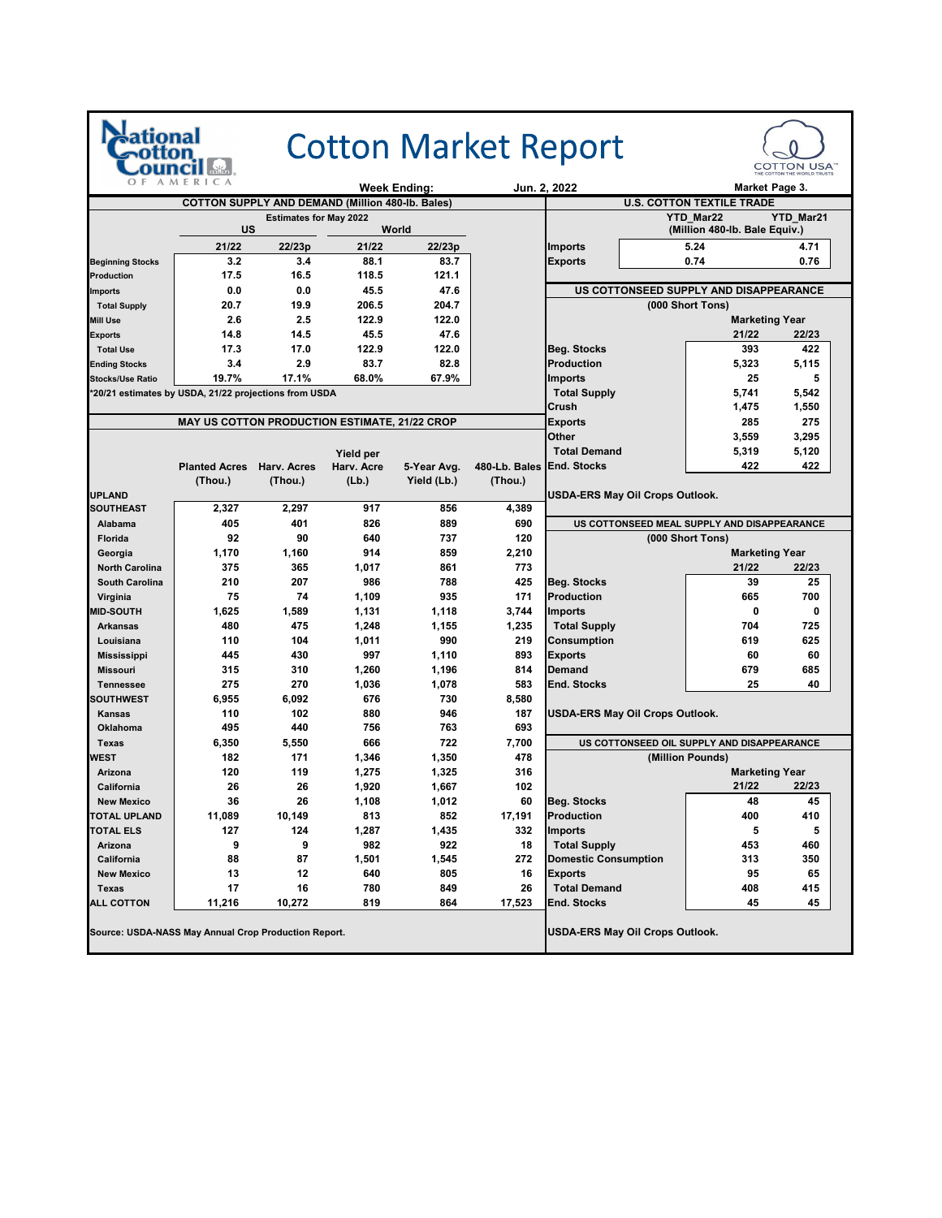# Cotton Market Report

Week Ending: Jun. 2, 2022

Market Page 3.

## COTTON SUPPLY AND DEMAND (Million 480-lb. Bales)

Estimates for May 2022

| | US | | World | |
|---|---|---|---|---|
| | 21/22 | 22/23p | 21/22 | 22/23p |
| Beginning Stocks | 3.2 | 3.4 | 88.1 | 83.7 |
| Production | 17.5 | 16.5 | 118.5 | 121.1 |
| Imports | 0.0 | 0.0 | 45.5 | 47.6 |
| Total Supply | 20.7 | 19.9 | 206.5 | 204.7 |
| Mill Use | 2.6 | 2.5 | 122.9 | 122.0 |
| Exports | 14.8 | 14.5 | 45.5 | 47.6 |
| Total Use | 17.3 | 17.0 | 122.9 | 122.0 |
| Ending Stocks | 3.4 | 2.9 | 83.7 | 82.8 |
| Stocks/Use Ratio | 19.7% | 17.1% | 68.0% | 67.9% |

*20/21 estimates by USDA, 21/22 projections from USDA

## MAY US COTTON PRODUCTION ESTIMATE, 21/22 CROP

| | Planted Acres (Thou.) | Harv. Acres (Thou.) | Yield per Harv. Acre (Lb.) | 5-Year Avg. Yield (Lb.) | 480-Lb. Bales (Thou.) |
|---|---|---|---|---|---|
| UPLAND | | | | | |
| SOUTHEAST | 2,327 | 2,297 | 917 | 856 | 4,389 |
| Alabama | 405 | 401 | 826 | 889 | 690 |
| Florida | 92 | 90 | 640 | 737 | 120 |
| Georgia | 1,170 | 1,160 | 914 | 859 | 2,210 |
| North Carolina | 375 | 365 | 1,017 | 861 | 773 |
| South Carolina | 210 | 207 | 986 | 788 | 425 |
| Virginia | 75 | 74 | 1,109 | 935 | 171 |
| MID-SOUTH | 1,625 | 1,589 | 1,131 | 1,118 | 3,744 |
| Arkansas | 480 | 475 | 1,248 | 1,155 | 1,235 |
| Louisiana | 110 | 104 | 1,011 | 990 | 219 |
| Mississippi | 445 | 430 | 997 | 1,110 | 893 |
| Missouri | 315 | 310 | 1,260 | 1,196 | 814 |
| Tennessee | 275 | 270 | 1,036 | 1,078 | 583 |
| SOUTHWEST | 6,955 | 6,092 | 676 | 730 | 8,580 |
| Kansas | 110 | 102 | 880 | 946 | 187 |
| Oklahoma | 495 | 440 | 756 | 763 | 693 |
| Texas | 6,350 | 5,550 | 666 | 722 | 7,700 |
| WEST | 182 | 171 | 1,346 | 1,350 | 478 |
| Arizona | 120 | 119 | 1,275 | 1,325 | 316 |
| California | 26 | 26 | 1,920 | 1,667 | 102 |
| New Mexico | 36 | 26 | 1,108 | 1,012 | 60 |
| TOTAL UPLAND | 11,089 | 10,149 | 813 | 852 | 17,191 |
| TOTAL ELS | 127 | 124 | 1,287 | 1,435 | 332 |
| Arizona | 9 | 9 | 982 | 922 | 18 |
| California | 88 | 87 | 1,501 | 1,545 | 272 |
| New Mexico | 13 | 12 | 640 | 805 | 16 |
| Texas | 17 | 16 | 780 | 849 | 26 |
| ALL COTTON | 11,216 | 10,272 | 819 | 864 | 17,523 |

Source: USDA-NASS May Annual Crop Production Report.

## U.S. COTTON TEXTILE TRADE

(Million 480-lb. Bale Equiv.)

| | YTD_Mar22 | YTD_Mar21 |
|---|---|---|
| Imports | 5.24 | 4.71 |
| Exports | 0.74 | 0.76 |

## US COTTONSEED SUPPLY AND DISAPPEARANCE

(000 Short Tons)

| | Marketing Year 21/22 | 22/23 |
|---|---|---|
| Beg. Stocks | 393 | 422 |
| Production | 5,323 | 5,115 |
| Imports | 25 | 5 |
| Total Supply | 5,741 | 5,542 |
| Crush | 1,475 | 1,550 |
| Exports | 285 | 275 |
| Other | 3,559 | 3,295 |
| Total Demand | 5,319 | 5,120 |
| End. Stocks | 422 | 422 |

USDA-ERS May Oil Crops Outlook.

## US COTTONSEED MEAL SUPPLY AND DISAPPEARANCE

(000 Short Tons)

| | Marketing Year 21/22 | 22/23 |
|---|---|---|
| Beg. Stocks | 39 | 25 |
| Production | 665 | 700 |
| Imports | 0 | 0 |
| Total Supply | 704 | 725 |
| Consumption | 619 | 625 |
| Exports | 60 | 60 |
| Demand | 679 | 685 |
| End. Stocks | 25 | 40 |

USDA-ERS May Oil Crops Outlook.

## US COTTONSEED OIL SUPPLY AND DISAPPEARANCE

(Million Pounds)

| | Marketing Year 21/22 | 22/23 |
|---|---|---|
| Beg. Stocks | 48 | 45 |
| Production | 400 | 410 |
| Imports | 5 | 5 |
| Total Supply | 453 | 460 |
| Domestic Consumption | 313 | 350 |
| Exports | 95 | 65 |
| Total Demand | 408 | 415 |
| End. Stocks | 45 | 45 |

USDA-ERS May Oil Crops Outlook.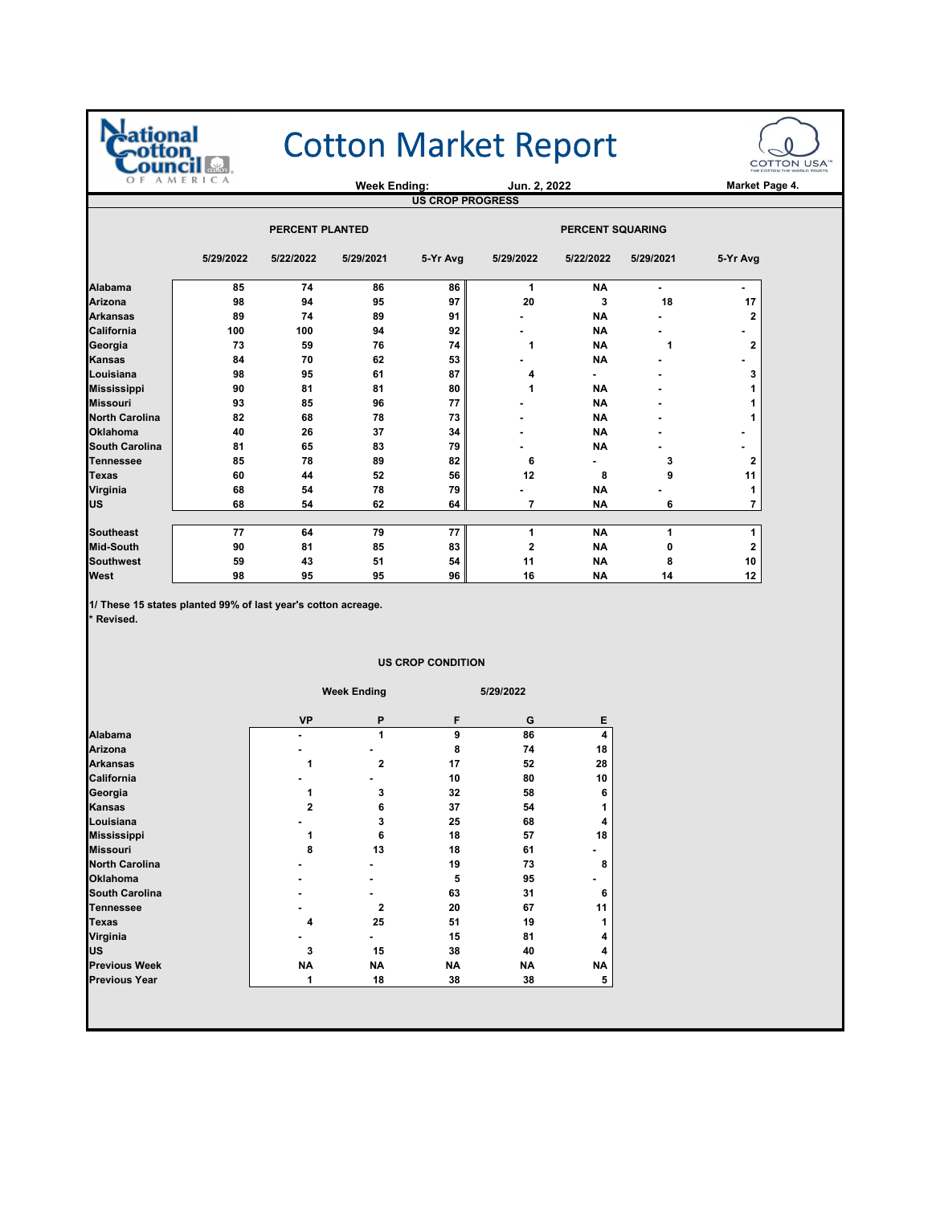# Cotton Market Report

**Week Ending:** Jun. 2, 2022

**Market Page 4.**

## US CROP PROGRESS

| | PERCENT PLANTED | | | | PERCENT SQUARING | | | |
|---|---|---|---|---|---|---|---|---|
| | 5/29/2022 | 5/22/2022 | 5/29/2021 | 5-Yr Avg | 5/29/2022 | 5/22/2022 | 5/29/2021 | 5-Yr Avg |
| Alabama | 85 | 74 | 86 | 86 | 1 | NA | - | - |
| Arizona | 98 | 94 | 95 | 97 | 20 | 3 | 18 | 17 |
| Arkansas | 89 | 74 | 89 | 91 | - | NA | - | 2 |
| California | 100 | 100 | 94 | 92 | - | NA | - | - |
| Georgia | 73 | 59 | 76 | 74 | 1 | NA | 1 | 2 |
| Kansas | 84 | 70 | 62 | 53 | - | NA | - | - |
| Louisiana | 98 | 95 | 61 | 87 | 4 | - | - | 3 |
| Mississippi | 90 | 81 | 81 | 80 | 1 | NA | - | 1 |
| Missouri | 93 | 85 | 96 | 77 | - | NA | - | 1 |
| North Carolina | 82 | 68 | 78 | 73 | - | NA | - | 1 |
| Oklahoma | 40 | 26 | 37 | 34 | - | NA | - | - |
| South Carolina | 81 | 65 | 83 | 79 | - | NA | - | - |
| Tennessee | 85 | 78 | 89 | 82 | 6 | - | 3 | 2 |
| Texas | 60 | 44 | 52 | 56 | 12 | 8 | 9 | 11 |
| Virginia | 68 | 54 | 78 | 79 | - | NA | - | 1 |
| US | 68 | 54 | 62 | 64 | 7 | NA | 6 | 7 |
| Southeast | 77 | 64 | 79 | 77 | 1 | NA | 1 | 1 |
| Mid-South | 90 | 81 | 85 | 83 | 2 | NA | 0 | 2 |
| Southwest | 59 | 43 | 51 | 54 | 11 | NA | 8 | 10 |
| West | 98 | 95 | 95 | 96 | 16 | NA | 14 | 12 |

1/ These 15 states planted 99% of last year's cotton acreage.
* Revised.

## US CROP CONDITION

Week Ending 5/29/2022

| | VP | P | F | G | E |
|---|---|---|---|---|---|
| Alabama | - | 1 | 9 | 86 | 4 |
| Arizona | - | - | 8 | 74 | 18 |
| Arkansas | 1 | 2 | 17 | 52 | 28 |
| California | - | - | 10 | 80 | 10 |
| Georgia | 1 | 3 | 32 | 58 | 6 |
| Kansas | 2 | 6 | 37 | 54 | 1 |
| Louisiana | - | 3 | 25 | 68 | 4 |
| Mississippi | 1 | 6 | 18 | 57 | 18 |
| Missouri | 8 | 13 | 18 | 61 | - |
| North Carolina | - | - | 19 | 73 | 8 |
| Oklahoma | - | - | 5 | 95 | - |
| South Carolina | - | - | 63 | 31 | 6 |
| Tennessee | - | 2 | 20 | 67 | 11 |
| Texas | 4 | 25 | 51 | 19 | 1 |
| Virginia | - | - | 15 | 81 | 4 |
| US | 3 | 15 | 38 | 40 | 4 |
| Previous Week | NA | NA | NA | NA | NA |
| Previous Year | 1 | 18 | 38 | 38 | 5 |